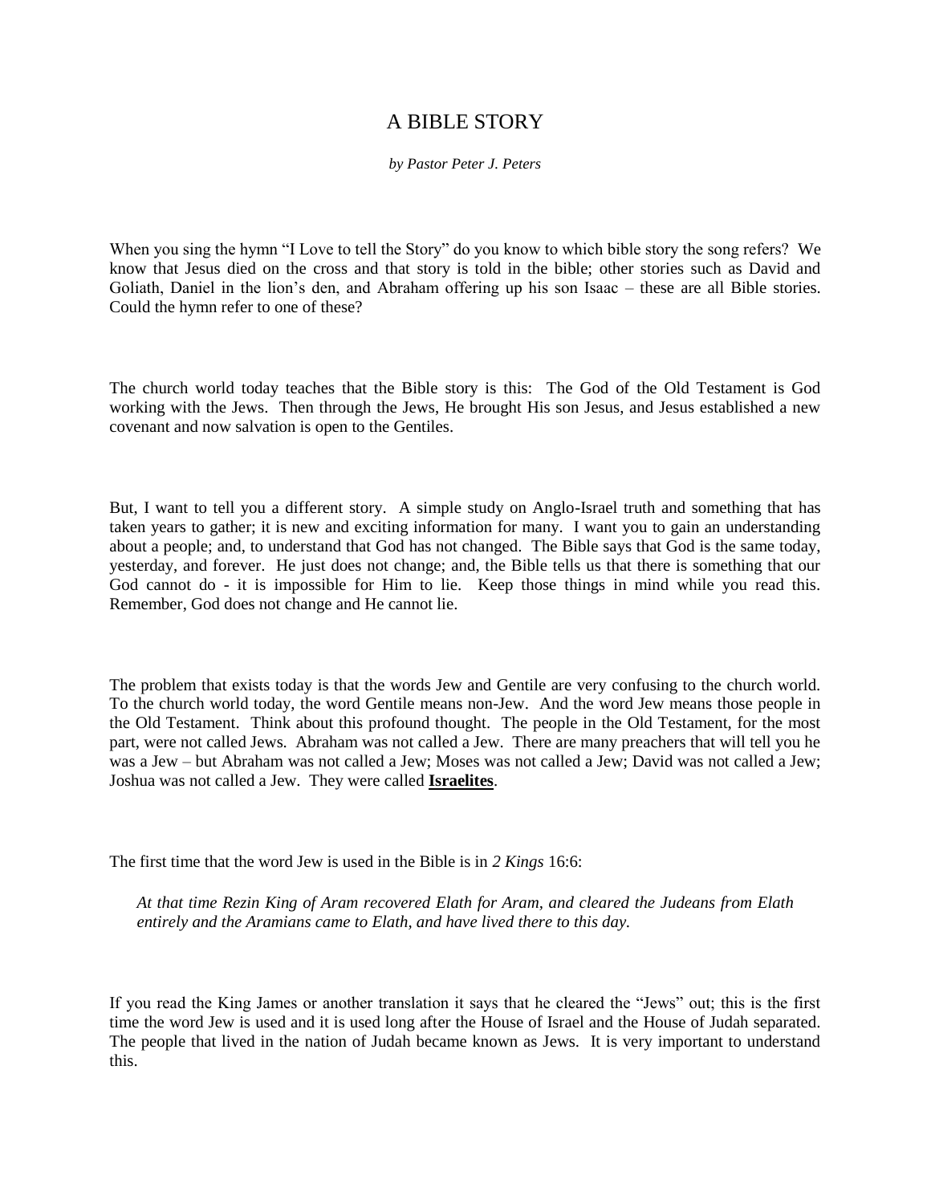# A BIBLE STORY

*by Pastor Peter J. Peters*

When you sing the hymn "I Love to tell the Story" do you know to which bible story the song refers? We know that Jesus died on the cross and that story is told in the bible; other stories such as David and Goliath, Daniel in the lion's den, and Abraham offering up his son Isaac – these are all Bible stories. Could the hymn refer to one of these?

The church world today teaches that the Bible story is this: The God of the Old Testament is God working with the Jews. Then through the Jews, He brought His son Jesus, and Jesus established a new covenant and now salvation is open to the Gentiles.

But, I want to tell you a different story. A simple study on Anglo-Israel truth and something that has taken years to gather; it is new and exciting information for many. I want you to gain an understanding about a people; and, to understand that God has not changed. The Bible says that God is the same today, yesterday, and forever. He just does not change; and, the Bible tells us that there is something that our God cannot do - it is impossible for Him to lie. Keep those things in mind while you read this. Remember, God does not change and He cannot lie.

The problem that exists today is that the words Jew and Gentile are very confusing to the church world. To the church world today, the word Gentile means non-Jew. And the word Jew means those people in the Old Testament. Think about this profound thought. The people in the Old Testament, for the most part, were not called Jews. Abraham was not called a Jew. There are many preachers that will tell you he was a Jew – but Abraham was not called a Jew; Moses was not called a Jew; David was not called a Jew; Joshua was not called a Jew. They were called **Israelites**.

The first time that the word Jew is used in the Bible is in *2 Kings* 16:6:

> *At that time Rezin King of Aram recovered Elath for Aram, and cleared the Judeans from Elath entirely and the Aramians came to Elath, and have lived there to this day.*

If you read the King James or another translation it says that he cleared the "Jews" out; this is the first time the word Jew is used and it is used long after the House of Israel and the House of Judah separated. The people that lived in the nation of Judah became known as Jews. It is very important to understand this.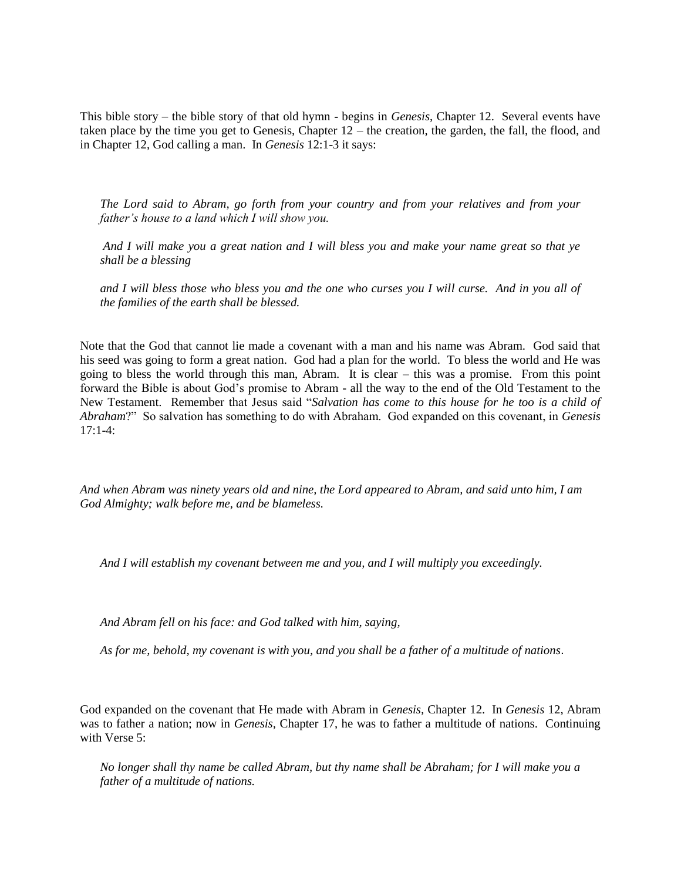This bible story – the bible story of that old hymn - begins in *Genesis*, Chapter 12. Several events have taken place by the time you get to Genesis, Chapter 12 – the creation, the garden, the fall, the flood, and in Chapter 12, God calling a man. In *Genesis* 12:1-3 it says:

> *The Lord said to Abram, go forth from your country and from your relatives and from your father's house to a land which I will show you.*
>
> *And I will make you a great nation and I will bless you and make your name great so that ye shall be a blessing*
>
> *and I will bless those who bless you and the one who curses you I will curse. And in you all of the families of the earth shall be blessed.*

Note that the God that cannot lie made a covenant with a man and his name was Abram. God said that his seed was going to form a great nation. God had a plan for the world. To bless the world and He was going to bless the world through this man, Abram. It is clear – this was a promise. From this point forward the Bible is about God's promise to Abram - all the way to the end of the Old Testament to the New Testament. Remember that Jesus said "*Salvation has come to this house for he too is a child of Abraham*?" So salvation has something to do with Abraham. God expanded on this covenant, in *Genesis* 17:1-4:

*And when Abram was ninety years old and nine, the Lord appeared to Abram, and said unto him, I am God Almighty; walk before me, and be blameless.*

> *And I will establish my covenant between me and you, and I will multiply you exceedingly.*
>
> *And Abram fell on his face: and God talked with him, saying,*
>
> *As for me, behold, my covenant is with you, and you shall be a father of a multitude of nations*.

God expanded on the covenant that He made with Abram in *Genesis*, Chapter 12. In *Genesis* 12, Abram was to father a nation; now in *Genesis*, Chapter 17, he was to father a multitude of nations. Continuing with Verse 5:

> *No longer shall thy name be called Abram, but thy name shall be Abraham; for I will make you a father of a multitude of nations.*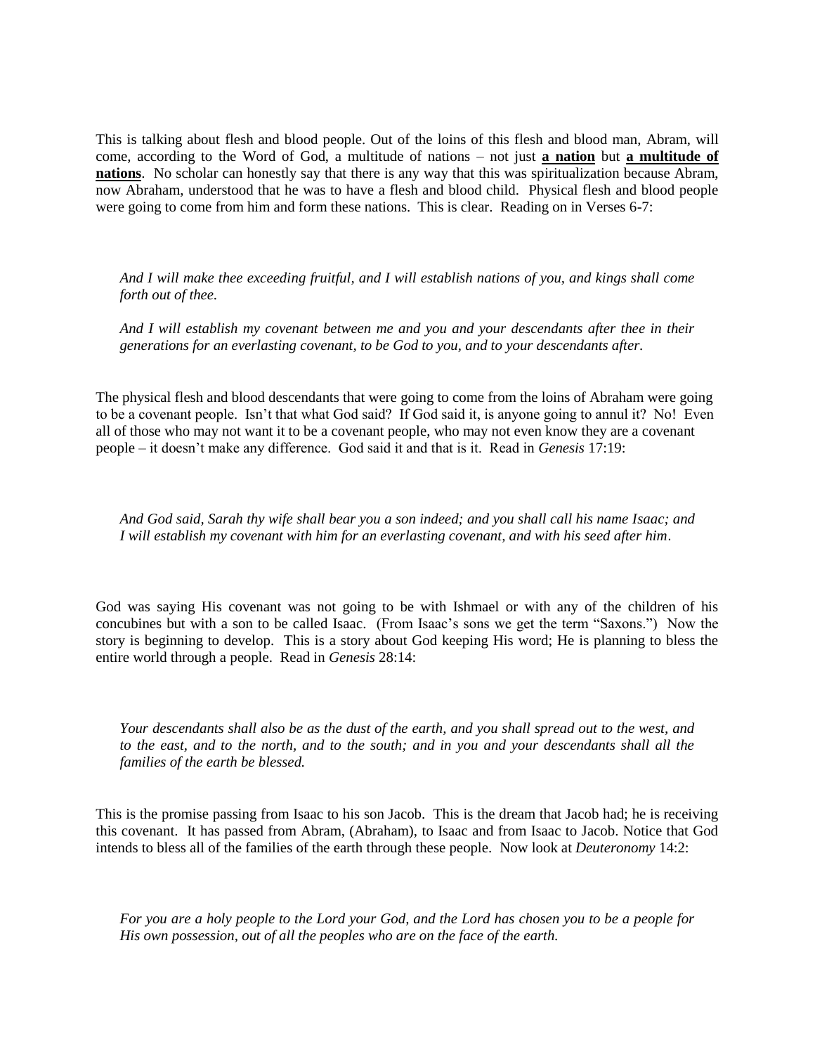This is talking about flesh and blood people. Out of the loins of this flesh and blood man, Abram, will come, according to the Word of God, a multitude of nations – not just **a nation** but **a multitude of nations**. No scholar can honestly say that there is any way that this was spiritualization because Abram, now Abraham, understood that he was to have a flesh and blood child. Physical flesh and blood people were going to come from him and form these nations. This is clear. Reading on in Verses 6-7:

> *And I will make thee exceeding fruitful, and I will establish nations of you, and kings shall come forth out of thee.*
>
> *And I will establish my covenant between me and you and your descendants after thee in their generations for an everlasting covenant, to be God to you, and to your descendants after.*

The physical flesh and blood descendants that were going to come from the loins of Abraham were going to be a covenant people. Isn't that what God said? If God said it, is anyone going to annul it? No! Even all of those who may not want it to be a covenant people, who may not even know they are a covenant people – it doesn't make any difference. God said it and that is it. Read in *Genesis* 17:19:

> *And God said, Sarah thy wife shall bear you a son indeed; and you shall call his name Isaac; and I will establish my covenant with him for an everlasting covenant, and with his seed after him.*

God was saying His covenant was not going to be with Ishmael or with any of the children of his concubines but with a son to be called Isaac. (From Isaac's sons we get the term "Saxons.") Now the story is beginning to develop. This is a story about God keeping His word; He is planning to bless the entire world through a people. Read in *Genesis* 28:14:

> *Your descendants shall also be as the dust of the earth, and you shall spread out to the west, and to the east, and to the north, and to the south; and in you and your descendants shall all the families of the earth be blessed.*

This is the promise passing from Isaac to his son Jacob. This is the dream that Jacob had; he is receiving this covenant. It has passed from Abram, (Abraham), to Isaac and from Isaac to Jacob. Notice that God intends to bless all of the families of the earth through these people. Now look at *Deuteronomy* 14:2:

> *For you are a holy people to the Lord your God, and the Lord has chosen you to be a people for His own possession, out of all the peoples who are on the face of the earth.*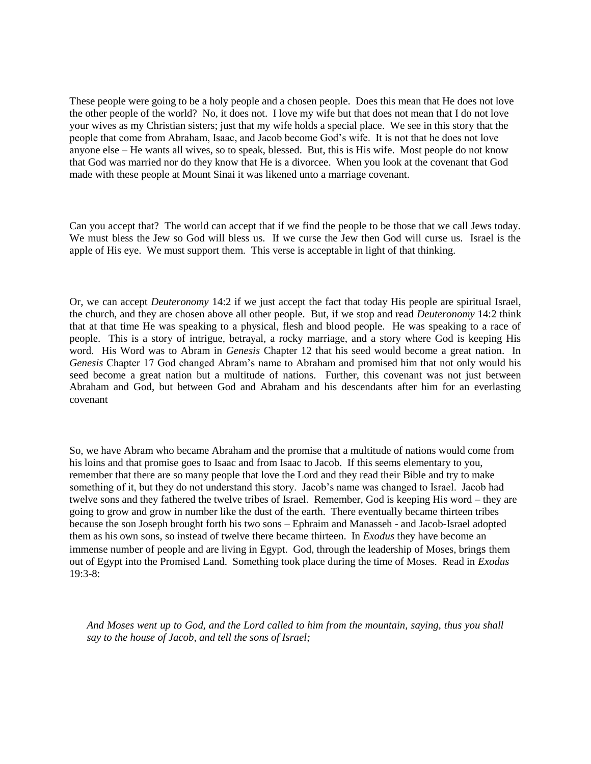These people were going to be a holy people and a chosen people. Does this mean that He does not love the other people of the world? No, it does not. I love my wife but that does not mean that I do not love your wives as my Christian sisters; just that my wife holds a special place. We see in this story that the people that come from Abraham, Isaac, and Jacob become God's wife. It is not that he does not love anyone else – He wants all wives, so to speak, blessed. But, this is His wife. Most people do not know that God was married nor do they know that He is a divorcee. When you look at the covenant that God made with these people at Mount Sinai it was likened unto a marriage covenant.

Can you accept that? The world can accept that if we find the people to be those that we call Jews today. We must bless the Jew so God will bless us. If we curse the Jew then God will curse us. Israel is the apple of His eye. We must support them. This verse is acceptable in light of that thinking.

Or, we can accept *Deuteronomy* 14:2 if we just accept the fact that today His people are spiritual Israel, the church, and they are chosen above all other people. But, if we stop and read *Deuteronomy* 14:2 think that at that time He was speaking to a physical, flesh and blood people. He was speaking to a race of people. This is a story of intrigue, betrayal, a rocky marriage, and a story where God is keeping His word. His Word was to Abram in *Genesis* Chapter 12 that his seed would become a great nation. In *Genesis* Chapter 17 God changed Abram's name to Abraham and promised him that not only would his seed become a great nation but a multitude of nations. Further, this covenant was not just between Abraham and God, but between God and Abraham and his descendants after him for an everlasting covenant

So, we have Abram who became Abraham and the promise that a multitude of nations would come from his loins and that promise goes to Isaac and from Isaac to Jacob. If this seems elementary to you, remember that there are so many people that love the Lord and they read their Bible and try to make something of it, but they do not understand this story. Jacob's name was changed to Israel. Jacob had twelve sons and they fathered the twelve tribes of Israel. Remember, God is keeping His word – they are going to grow and grow in number like the dust of the earth. There eventually became thirteen tribes because the son Joseph brought forth his two sons – Ephraim and Manasseh - and Jacob-Israel adopted them as his own sons, so instead of twelve there became thirteen. In *Exodus* they have become an immense number of people and are living in Egypt. God, through the leadership of Moses, brings them out of Egypt into the Promised Land. Something took place during the time of Moses. Read in *Exodus* 19:3-8:

> *And Moses went up to God, and the Lord called to him from the mountain, saying, thus you shall say to the house of Jacob, and tell the sons of Israel;*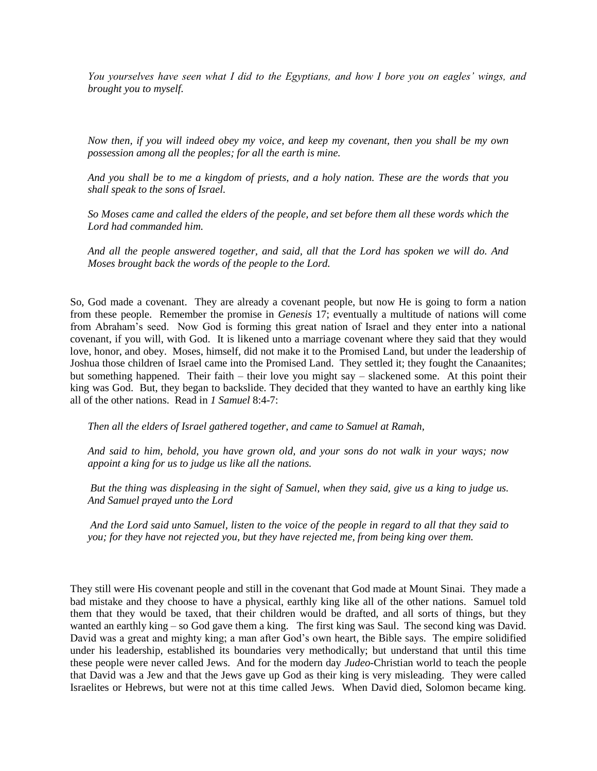*You yourselves have seen what I did to the Egyptians, and how I bore you on eagles' wings, and brought you to myself.*

*Now then, if you will indeed obey my voice, and keep my covenant, then you shall be my own possession among all the peoples; for all the earth is mine.*

*And you shall be to me a kingdom of priests, and a holy nation. These are the words that you shall speak to the sons of Israel.*

*So Moses came and called the elders of the people, and set before them all these words which the Lord had commanded him.*

*And all the people answered together, and said, all that the Lord has spoken we will do. And Moses brought back the words of the people to the Lord.*

So, God made a covenant. They are already a covenant people, but now He is going to form a nation from these people. Remember the promise in *Genesis* 17; eventually a multitude of nations will come from Abraham's seed. Now God is forming this great nation of Israel and they enter into a national covenant, if you will, with God. It is likened unto a marriage covenant where they said that they would love, honor, and obey. Moses, himself, did not make it to the Promised Land, but under the leadership of Joshua those children of Israel came into the Promised Land. They settled it; they fought the Canaanites; but something happened. Their faith – their love you might say – slackened some. At this point their king was God. But, they began to backslide. They decided that they wanted to have an earthly king like all of the other nations. Read in *1 Samuel* 8:4-7:

*Then all the elders of Israel gathered together, and came to Samuel at Ramah,*

*And said to him, behold, you have grown old, and your sons do not walk in your ways; now appoint a king for us to judge us like all the nations.*

*But the thing was displeasing in the sight of Samuel, when they said, give us a king to judge us. And Samuel prayed unto the Lord*

*And the Lord said unto Samuel, listen to the voice of the people in regard to all that they said to you; for they have not rejected you, but they have rejected me, from being king over them.*

They still were His covenant people and still in the covenant that God made at Mount Sinai. They made a bad mistake and they choose to have a physical, earthly king like all of the other nations. Samuel told them that they would be taxed, that their children would be drafted, and all sorts of things, but they wanted an earthly king – so God gave them a king. The first king was Saul. The second king was David. David was a great and mighty king; a man after God's own heart, the Bible says. The empire solidified under his leadership, established its boundaries very methodically; but understand that until this time these people were never called Jews. And for the modern day *Judeo*-Christian world to teach the people that David was a Jew and that the Jews gave up God as their king is very misleading. They were called Israelites or Hebrews, but were not at this time called Jews. When David died, Solomon became king.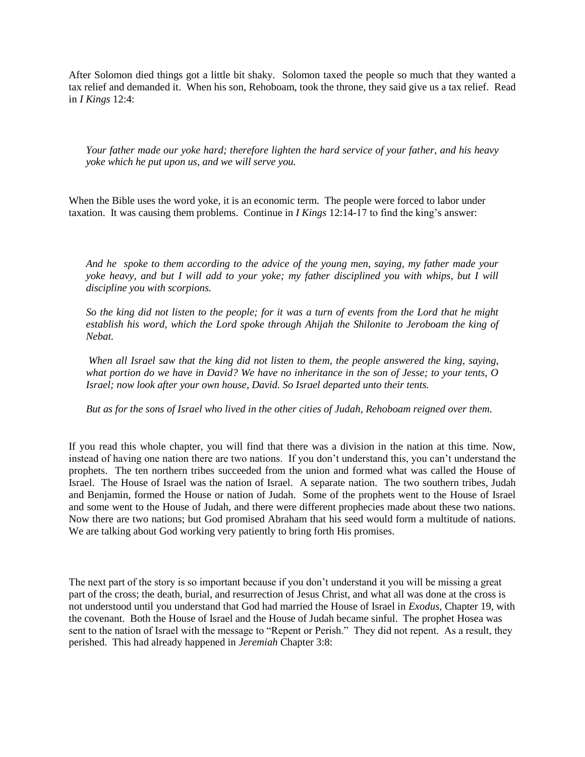After Solomon died things got a little bit shaky. Solomon taxed the people so much that they wanted a tax relief and demanded it. When his son, Rehoboam, took the throne, they said give us a tax relief. Read in *I Kings* 12:4:

> *Your father made our yoke hard; therefore lighten the hard service of your father, and his heavy yoke which he put upon us, and we will serve you.*

When the Bible uses the word yoke, it is an economic term. The people were forced to labor under taxation. It was causing them problems. Continue in *I Kings* 12:14-17 to find the king's answer:

> *And he spoke to them according to the advice of the young men, saying, my father made your yoke heavy, and but I will add to your yoke; my father disciplined you with whips, but I will discipline you with scorpions.*
>
> *So the king did not listen to the people; for it was a turn of events from the Lord that he might establish his word, which the Lord spoke through Ahijah the Shilonite to Jeroboam the king of Nebat.*
>
> *When all Israel saw that the king did not listen to them, the people answered the king, saying, what portion do we have in David? We have no inheritance in the son of Jesse; to your tents, O Israel; now look after your own house, David. So Israel departed unto their tents.*
>
> *But as for the sons of Israel who lived in the other cities of Judah, Rehoboam reigned over them.*

If you read this whole chapter, you will find that there was a division in the nation at this time. Now, instead of having one nation there are two nations. If you don't understand this, you can't understand the prophets. The ten northern tribes succeeded from the union and formed what was called the House of Israel. The House of Israel was the nation of Israel. A separate nation. The two southern tribes, Judah and Benjamin, formed the House or nation of Judah. Some of the prophets went to the House of Israel and some went to the House of Judah, and there were different prophecies made about these two nations. Now there are two nations; but God promised Abraham that his seed would form a multitude of nations. We are talking about God working very patiently to bring forth His promises.

The next part of the story is so important because if you don't understand it you will be missing a great part of the cross; the death, burial, and resurrection of Jesus Christ, and what all was done at the cross is not understood until you understand that God had married the House of Israel in *Exodus,* Chapter 19, with the covenant. Both the House of Israel and the House of Judah became sinful. The prophet Hosea was sent to the nation of Israel with the message to "Repent or Perish." They did not repent. As a result, they perished. This had already happened in *Jeremiah* Chapter 3:8: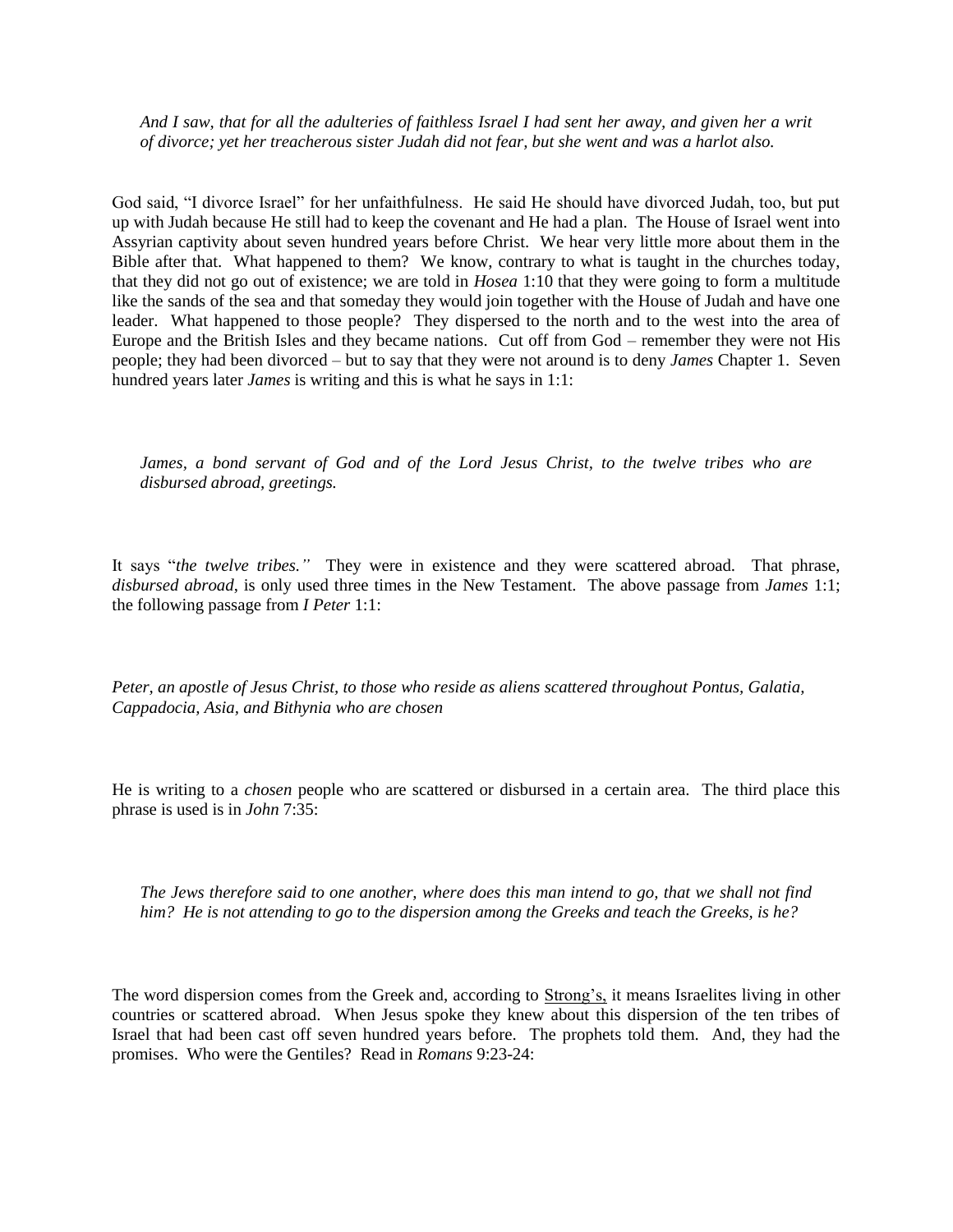*And I saw, that for all the adulteries of faithless Israel I had sent her away, and given her a writ of divorce; yet her treacherous sister Judah did not fear, but she went and was a harlot also.*

God said, "I divorce Israel" for her unfaithfulness. He said He should have divorced Judah, too, but put up with Judah because He still had to keep the covenant and He had a plan. The House of Israel went into Assyrian captivity about seven hundred years before Christ. We hear very little more about them in the Bible after that. What happened to them? We know, contrary to what is taught in the churches today, that they did not go out of existence; we are told in *Hosea* 1:10 that they were going to form a multitude like the sands of the sea and that someday they would join together with the House of Judah and have one leader. What happened to those people? They dispersed to the north and to the west into the area of Europe and the British Isles and they became nations. Cut off from God – remember they were not His people; they had been divorced – but to say that they were not around is to deny *James* Chapter 1. Seven hundred years later *James* is writing and this is what he says in 1:1:

*James, a bond servant of God and of the Lord Jesus Christ, to the twelve tribes who are disbursed abroad, greetings.*

It says "*the twelve tribes."* They were in existence and they were scattered abroad. That phrase, *disbursed abroad*, is only used three times in the New Testament. The above passage from *James* 1:1; the following passage from *I Peter* 1:1:

*Peter, an apostle of Jesus Christ, to those who reside as aliens scattered throughout Pontus, Galatia, Cappadocia, Asia, and Bithynia who are chosen*

He is writing to a *chosen* people who are scattered or disbursed in a certain area. The third place this phrase is used is in *John* 7:35:

*The Jews therefore said to one another, where does this man intend to go, that we shall not find him? He is not attending to go to the dispersion among the Greeks and teach the Greeks, is he?*

The word dispersion comes from the Greek and, according to Strong's, it means Israelites living in other countries or scattered abroad. When Jesus spoke they knew about this dispersion of the ten tribes of Israel that had been cast off seven hundred years before. The prophets told them. And, they had the promises. Who were the Gentiles? Read in *Romans* 9:23-24: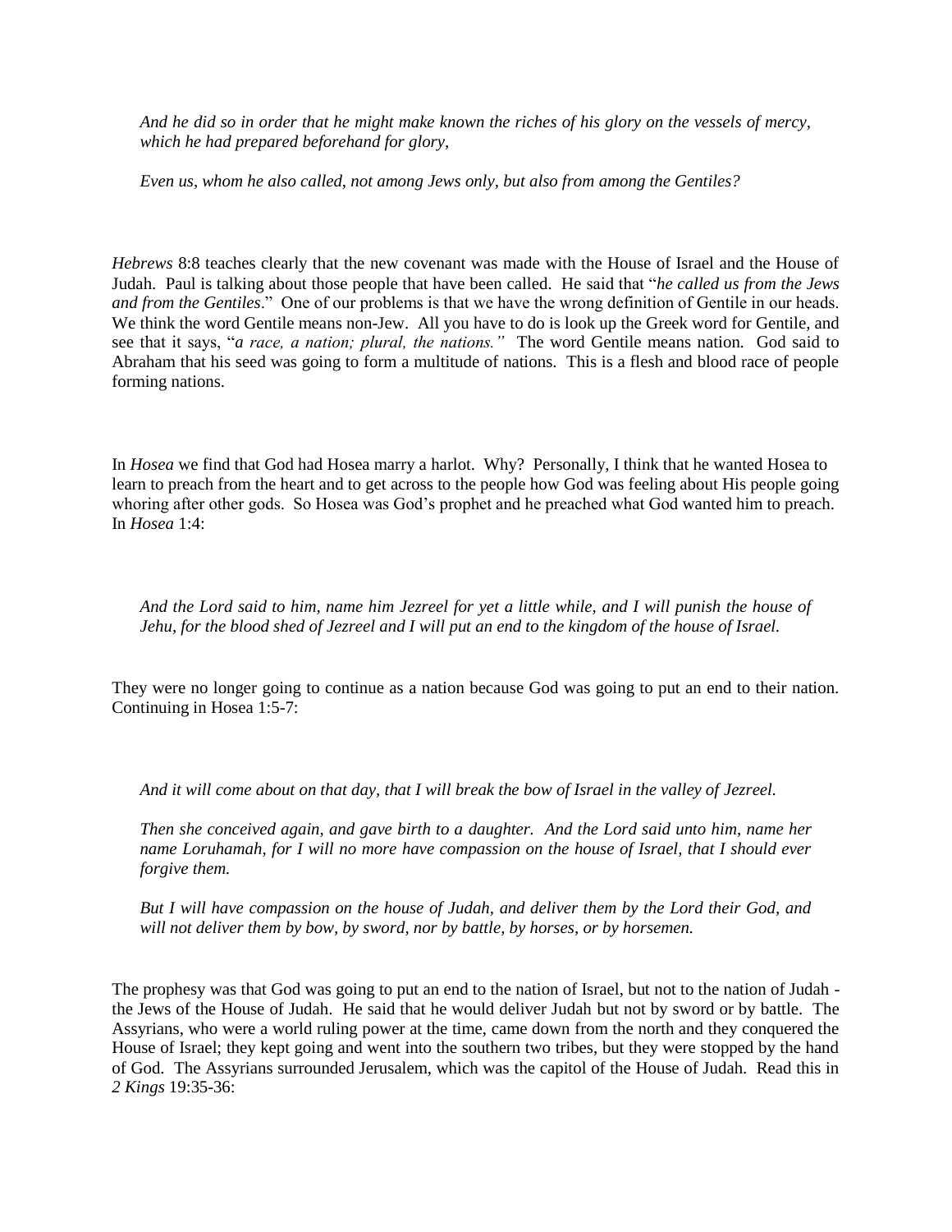*And he did so in order that he might make known the riches of his glory on the vessels of mercy, which he had prepared beforehand for glory,*

*Even us, whom he also called, not among Jews only, but also from among the Gentiles?*

*Hebrews* 8:8 teaches clearly that the new covenant was made with the House of Israel and the House of Judah. Paul is talking about those people that have been called. He said that "*he called us from the Jews and from the Gentiles*." One of our problems is that we have the wrong definition of Gentile in our heads. We think the word Gentile means non-Jew. All you have to do is look up the Greek word for Gentile, and see that it says, "*a race, a nation; plural, the nations.*" The word Gentile means nation. God said to Abraham that his seed was going to form a multitude of nations. This is a flesh and blood race of people forming nations.

In *Hosea* we find that God had Hosea marry a harlot. Why? Personally, I think that he wanted Hosea to learn to preach from the heart and to get across to the people how God was feeling about His people going whoring after other gods. So Hosea was God's prophet and he preached what God wanted him to preach. In *Hosea* 1:4:

*And the Lord said to him, name him Jezreel for yet a little while, and I will punish the house of Jehu, for the blood shed of Jezreel and I will put an end to the kingdom of the house of Israel.*

They were no longer going to continue as a nation because God was going to put an end to their nation. Continuing in Hosea 1:5-7:

*And it will come about on that day, that I will break the bow of Israel in the valley of Jezreel.*

*Then she conceived again, and gave birth to a daughter. And the Lord said unto him, name her name Loruhamah, for I will no more have compassion on the house of Israel, that I should ever forgive them.*

*But I will have compassion on the house of Judah, and deliver them by the Lord their God, and will not deliver them by bow, by sword, nor by battle, by horses, or by horsemen.*

The prophesy was that God was going to put an end to the nation of Israel, but not to the nation of Judah - the Jews of the House of Judah. He said that he would deliver Judah but not by sword or by battle. The Assyrians, who were a world ruling power at the time, came down from the north and they conquered the House of Israel; they kept going and went into the southern two tribes, but they were stopped by the hand of God. The Assyrians surrounded Jerusalem, which was the capitol of the House of Judah. Read this in *2 Kings* 19:35-36: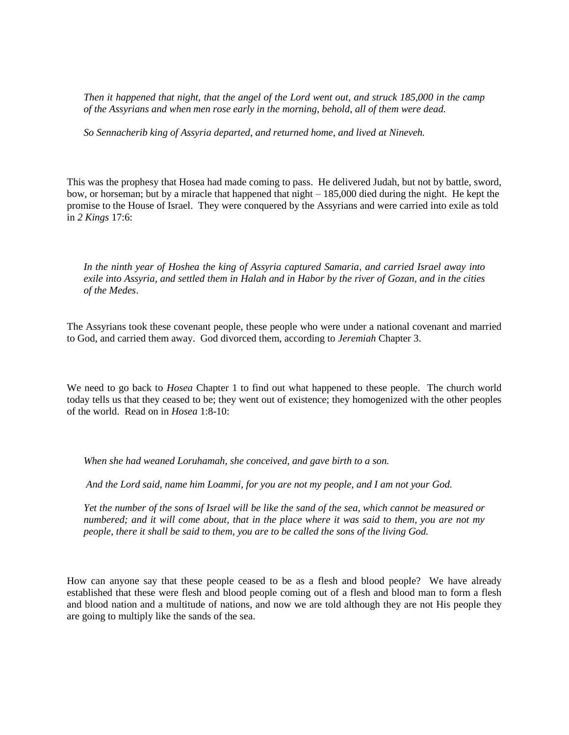*Then it happened that night, that the angel of the Lord went out, and struck 185,000 in the camp of the Assyrians and when men rose early in the morning, behold, all of them were dead.*

*So Sennacherib king of Assyria departed, and returned home, and lived at Nineveh.*

This was the prophesy that Hosea had made coming to pass. He delivered Judah, but not by battle, sword, bow, or horseman; but by a miracle that happened that night – 185,000 died during the night. He kept the promise to the House of Israel. They were conquered by the Assyrians and were carried into exile as told in *2 Kings* 17:6:

*In the ninth year of Hoshea the king of Assyria captured Samaria, and carried Israel away into exile into Assyria, and settled them in Halah and in Habor by the river of Gozan, and in the cities of the Medes.*

The Assyrians took these covenant people, these people who were under a national covenant and married to God, and carried them away. God divorced them, according to *Jeremiah* Chapter 3.

We need to go back to *Hosea* Chapter 1 to find out what happened to these people. The church world today tells us that they ceased to be; they went out of existence; they homogenized with the other peoples of the world. Read on in *Hosea* 1:8-10:

*When she had weaned Loruhamah, she conceived, and gave birth to a son.*

*And the Lord said, name him Loammi, for you are not my people, and I am not your God.*

*Yet the number of the sons of Israel will be like the sand of the sea, which cannot be measured or numbered; and it will come about, that in the place where it was said to them, you are not my people, there it shall be said to them, you are to be called the sons of the living God.*

How can anyone say that these people ceased to be as a flesh and blood people? We have already established that these were flesh and blood people coming out of a flesh and blood man to form a flesh and blood nation and a multitude of nations, and now we are told although they are not His people they are going to multiply like the sands of the sea.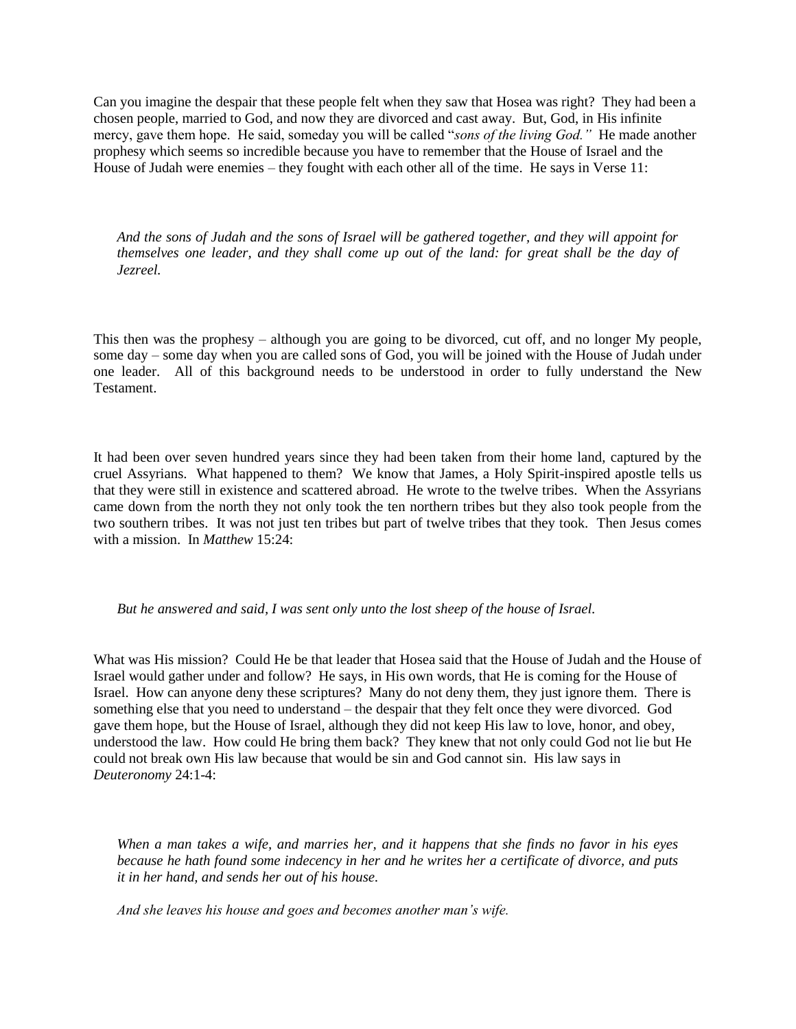Can you imagine the despair that these people felt when they saw that Hosea was right? They had been a chosen people, married to God, and now they are divorced and cast away. But, God, in His infinite mercy, gave them hope. He said, someday you will be called "*sons of the living God.*" He made another prophesy which seems so incredible because you have to remember that the House of Israel and the House of Judah were enemies – they fought with each other all of the time. He says in Verse 11:

> *And the sons of Judah and the sons of Israel will be gathered together, and they will appoint for themselves one leader, and they shall come up out of the land: for great shall be the day of Jezreel.*

This then was the prophesy – although you are going to be divorced, cut off, and no longer My people, some day – some day when you are called sons of God, you will be joined with the House of Judah under one leader. All of this background needs to be understood in order to fully understand the New Testament.

It had been over seven hundred years since they had been taken from their home land, captured by the cruel Assyrians. What happened to them? We know that James, a Holy Spirit-inspired apostle tells us that they were still in existence and scattered abroad. He wrote to the twelve tribes. When the Assyrians came down from the north they not only took the ten northern tribes but they also took people from the two southern tribes. It was not just ten tribes but part of twelve tribes that they took. Then Jesus comes with a mission. In *Matthew* 15:24:

> *But he answered and said, I was sent only unto the lost sheep of the house of Israel.*

What was His mission? Could He be that leader that Hosea said that the House of Judah and the House of Israel would gather under and follow? He says, in His own words, that He is coming for the House of Israel. How can anyone deny these scriptures? Many do not deny them, they just ignore them. There is something else that you need to understand – the despair that they felt once they were divorced. God gave them hope, but the House of Israel, although they did not keep His law to love, honor, and obey, understood the law. How could He bring them back? They knew that not only could God not lie but He could not break own His law because that would be sin and God cannot sin. His law says in *Deuteronomy* 24:1-4:

> *When a man takes a wife, and marries her, and it happens that she finds no favor in his eyes because he hath found some indecency in her and he writes her a certificate of divorce, and puts it in her hand, and sends her out of his house.*
>
> *And she leaves his house and goes and becomes another man's wife.*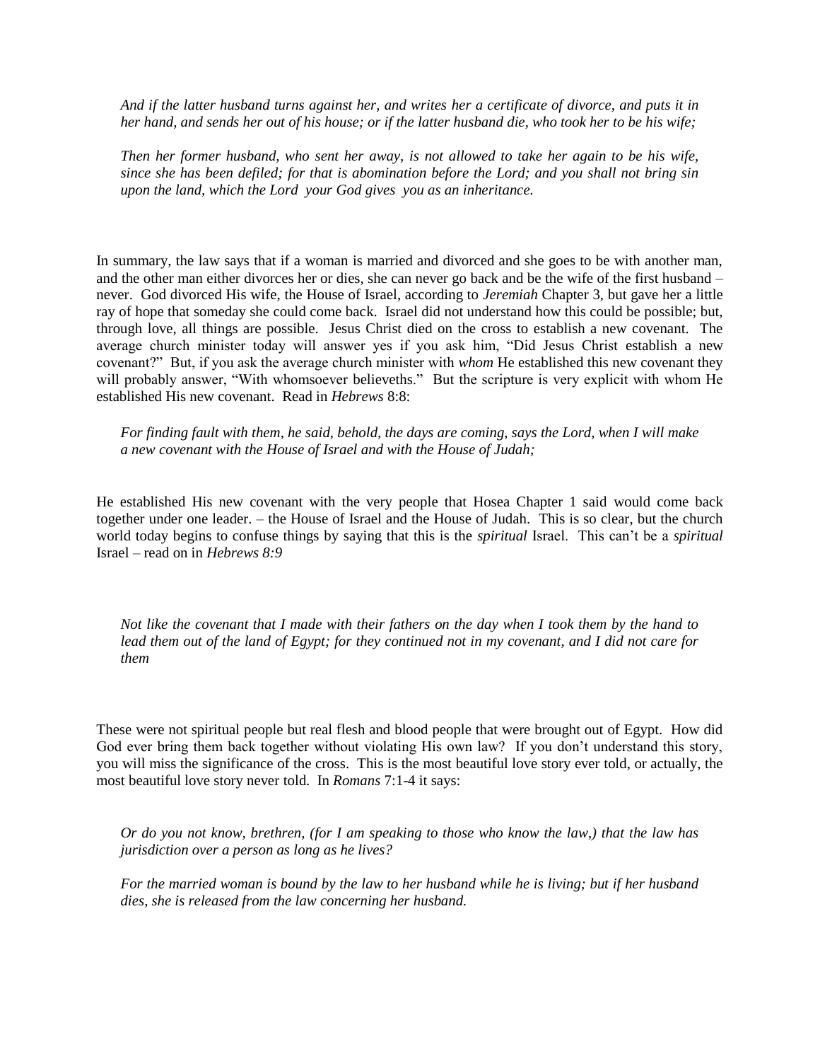*And if the latter husband turns against her, and writes her a certificate of divorce, and puts it in her hand, and sends her out of his house; or if the latter husband die, who took her to be his wife;*

*Then her former husband, who sent her away, is not allowed to take her again to be his wife, since she has been defiled; for that is abomination before the Lord; and you shall not bring sin upon the land, which the Lord your God gives you as an inheritance.*

In summary, the law says that if a woman is married and divorced and she goes to be with another man, and the other man either divorces her or dies, she can never go back and be the wife of the first husband – never. God divorced His wife, the House of Israel, according to *Jeremiah* Chapter 3, but gave her a little ray of hope that someday she could come back. Israel did not understand how this could be possible; but, through love, all things are possible. Jesus Christ died on the cross to establish a new covenant. The average church minister today will answer yes if you ask him, "Did Jesus Christ establish a new covenant?" But, if you ask the average church minister with *whom* He established this new covenant they will probably answer, "With whomsoever believeths." But the scripture is very explicit with whom He established His new covenant. Read in *Hebrews* 8:8:

*For finding fault with them, he said, behold, the days are coming, says the Lord, when I will make a new covenant with the House of Israel and with the House of Judah;*

He established His new covenant with the very people that Hosea Chapter 1 said would come back together under one leader. – the House of Israel and the House of Judah. This is so clear, but the church world today begins to confuse things by saying that this is the *spiritual* Israel. This can't be a *spiritual* Israel – read on in *Hebrews 8:9*

*Not like the covenant that I made with their fathers on the day when I took them by the hand to lead them out of the land of Egypt; for they continued not in my covenant, and I did not care for them*

These were not spiritual people but real flesh and blood people that were brought out of Egypt. How did God ever bring them back together without violating His own law? If you don't understand this story, you will miss the significance of the cross. This is the most beautiful love story ever told, or actually, the most beautiful love story never told. In *Romans* 7:1-4 it says:

*Or do you not know, brethren, (for I am speaking to those who know the law,) that the law has jurisdiction over a person as long as he lives?*

*For the married woman is bound by the law to her husband while he is living; but if her husband dies, she is released from the law concerning her husband.*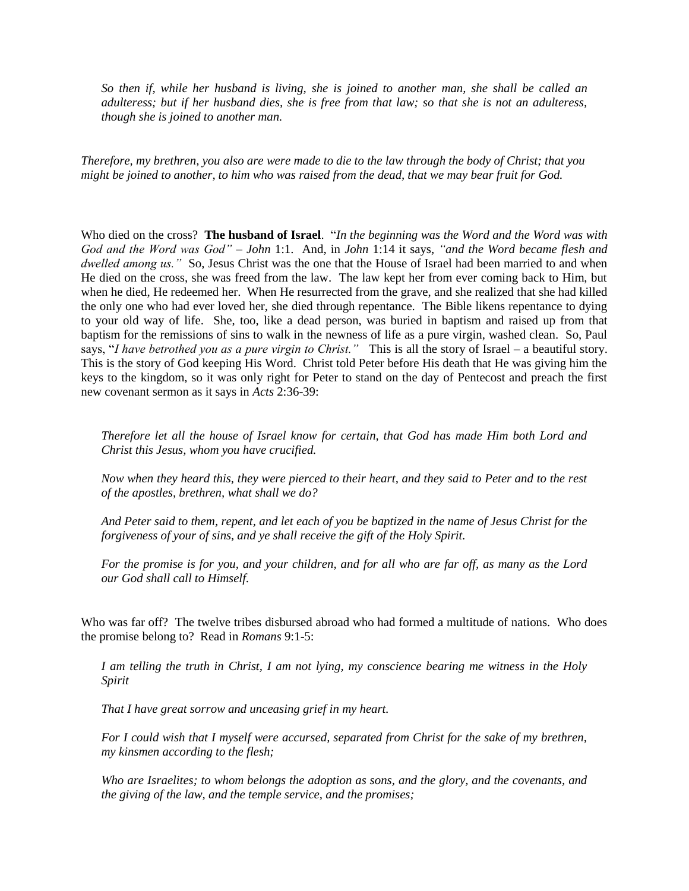*So then if, while her husband is living, she is joined to another man, she shall be called an adulteress; but if her husband dies, she is free from that law; so that she is not an adulteress, though she is joined to another man.*

*Therefore, my brethren, you also are were made to die to the law through the body of Christ; that you might be joined to another, to him who was raised from the dead, that we may bear fruit for God.*

Who died on the cross? **The husband of Israel**. "*In the beginning was the Word and the Word was with God and the Word was God" – John* 1:1. And, in *John* 1:14 it says, *"and the Word became flesh and dwelled among us."* So, Jesus Christ was the one that the House of Israel had been married to and when He died on the cross, she was freed from the law. The law kept her from ever coming back to Him, but when he died, He redeemed her. When He resurrected from the grave, and she realized that she had killed the only one who had ever loved her, she died through repentance. The Bible likens repentance to dying to your old way of life. She, too, like a dead person, was buried in baptism and raised up from that baptism for the remissions of sins to walk in the newness of life as a pure virgin, washed clean. So, Paul says, "*I have betrothed you as a pure virgin to Christ."* This is all the story of Israel – a beautiful story. This is the story of God keeping His Word. Christ told Peter before His death that He was giving him the keys to the kingdom, so it was only right for Peter to stand on the day of Pentecost and preach the first new covenant sermon as it says in *Acts* 2:36-39:

*Therefore let all the house of Israel know for certain, that God has made Him both Lord and Christ this Jesus, whom you have crucified.*

*Now when they heard this, they were pierced to their heart, and they said to Peter and to the rest of the apostles, brethren, what shall we do?*

*And Peter said to them, repent, and let each of you be baptized in the name of Jesus Christ for the forgiveness of your of sins, and ye shall receive the gift of the Holy Spirit.*

*For the promise is for you, and your children, and for all who are far off, as many as the Lord our God shall call to Himself.*

Who was far off? The twelve tribes disbursed abroad who had formed a multitude of nations. Who does the promise belong to? Read in *Romans* 9:1-5:

*I am telling the truth in Christ, I am not lying, my conscience bearing me witness in the Holy Spirit*

*That I have great sorrow and unceasing grief in my heart.*

*For I could wish that I myself were accursed, separated from Christ for the sake of my brethren, my kinsmen according to the flesh;*

*Who are Israelites; to whom belongs the adoption as sons, and the glory, and the covenants, and the giving of the law, and the temple service, and the promises;*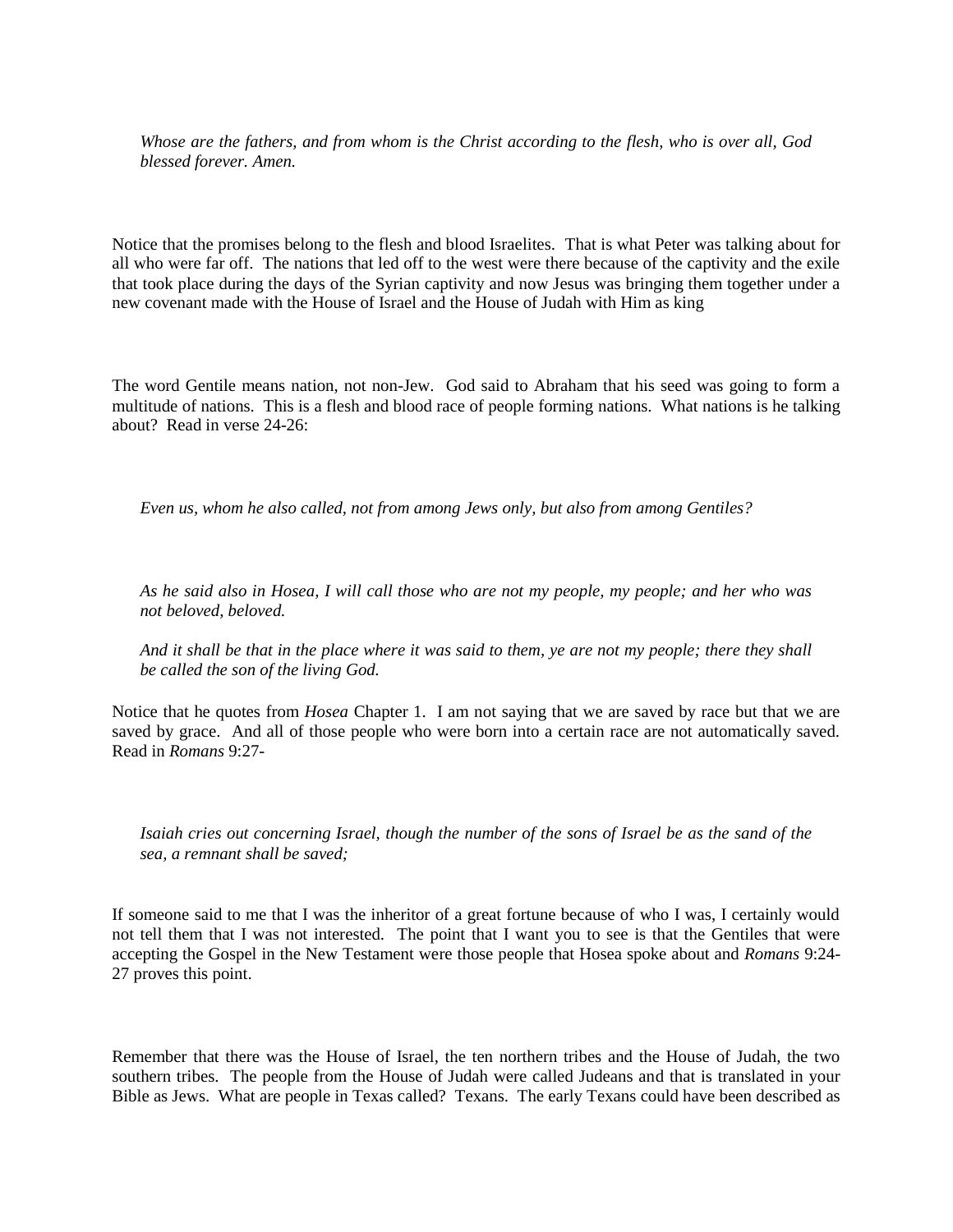*Whose are the fathers, and from whom is the Christ according to the flesh, who is over all, God blessed forever. Amen.*

Notice that the promises belong to the flesh and blood Israelites. That is what Peter was talking about for all who were far off. The nations that led off to the west were there because of the captivity and the exile that took place during the days of the Syrian captivity and now Jesus was bringing them together under a new covenant made with the House of Israel and the House of Judah with Him as king

The word Gentile means nation, not non-Jew. God said to Abraham that his seed was going to form a multitude of nations. This is a flesh and blood race of people forming nations. What nations is he talking about? Read in verse 24-26:

*Even us, whom he also called, not from among Jews only, but also from among Gentiles?*

*As he said also in Hosea, I will call those who are not my people, my people; and her who was not beloved, beloved.*

*And it shall be that in the place where it was said to them, ye are not my people; there they shall be called the son of the living God.*

Notice that he quotes from *Hosea* Chapter 1. I am not saying that we are saved by race but that we are saved by grace. And all of those people who were born into a certain race are not automatically saved. Read in *Romans* 9:27-

*Isaiah cries out concerning Israel, though the number of the sons of Israel be as the sand of the sea, a remnant shall be saved;*

If someone said to me that I was the inheritor of a great fortune because of who I was, I certainly would not tell them that I was not interested. The point that I want you to see is that the Gentiles that were accepting the Gospel in the New Testament were those people that Hosea spoke about and *Romans* 9:24-27 proves this point.

Remember that there was the House of Israel, the ten northern tribes and the House of Judah, the two southern tribes. The people from the House of Judah were called Judeans and that is translated in your Bible as Jews. What are people in Texas called? Texans. The early Texans could have been described as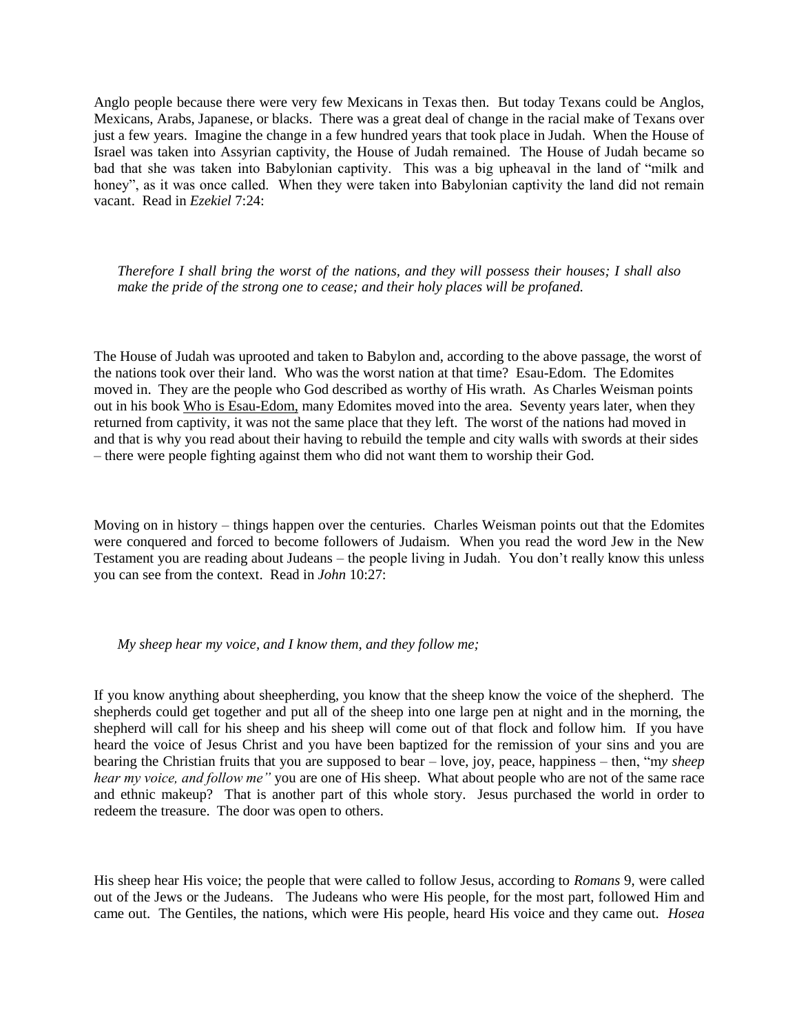Anglo people because there were very few Mexicans in Texas then. But today Texans could be Anglos, Mexicans, Arabs, Japanese, or blacks. There was a great deal of change in the racial make of Texans over just a few years. Imagine the change in a few hundred years that took place in Judah. When the House of Israel was taken into Assyrian captivity, the House of Judah remained. The House of Judah became so bad that she was taken into Babylonian captivity. This was a big upheaval in the land of "milk and honey", as it was once called. When they were taken into Babylonian captivity the land did not remain vacant. Read in *Ezekiel* 7:24:

> *Therefore I shall bring the worst of the nations, and they will possess their houses; I shall also make the pride of the strong one to cease; and their holy places will be profaned.*

The House of Judah was uprooted and taken to Babylon and, according to the above passage, the worst of the nations took over their land. Who was the worst nation at that time? Esau-Edom. The Edomites moved in. They are the people who God described as worthy of His wrath. As Charles Weisman points out in his book <u>Who is Esau-Edom,</u> many Edomites moved into the area. Seventy years later, when they returned from captivity, it was not the same place that they left. The worst of the nations had moved in and that is why you read about their having to rebuild the temple and city walls with swords at their sides – there were people fighting against them who did not want them to worship their God.

Moving on in history – things happen over the centuries. Charles Weisman points out that the Edomites were conquered and forced to become followers of Judaism. When you read the word Jew in the New Testament you are reading about Judeans – the people living in Judah. You don't really know this unless you can see from the context. Read in *John* 10:27:

> *My sheep hear my voice, and I know them, and they follow me;*

If you know anything about sheepherding, you know that the sheep know the voice of the shepherd. The shepherds could get together and put all of the sheep into one large pen at night and in the morning, the shepherd will call for his sheep and his sheep will come out of that flock and follow him. If you have heard the voice of Jesus Christ and you have been baptized for the remission of your sins and you are bearing the Christian fruits that you are supposed to bear – love, joy, peace, happiness – then, "m*y sheep hear my voice, and follow me"* you are one of His sheep. What about people who are not of the same race and ethnic makeup? That is another part of this whole story. Jesus purchased the world in order to redeem the treasure. The door was open to others.

His sheep hear His voice; the people that were called to follow Jesus, according to *Romans* 9, were called out of the Jews or the Judeans. The Judeans who were His people, for the most part, followed Him and came out. The Gentiles, the nations, which were His people, heard His voice and they came out. *Hosea*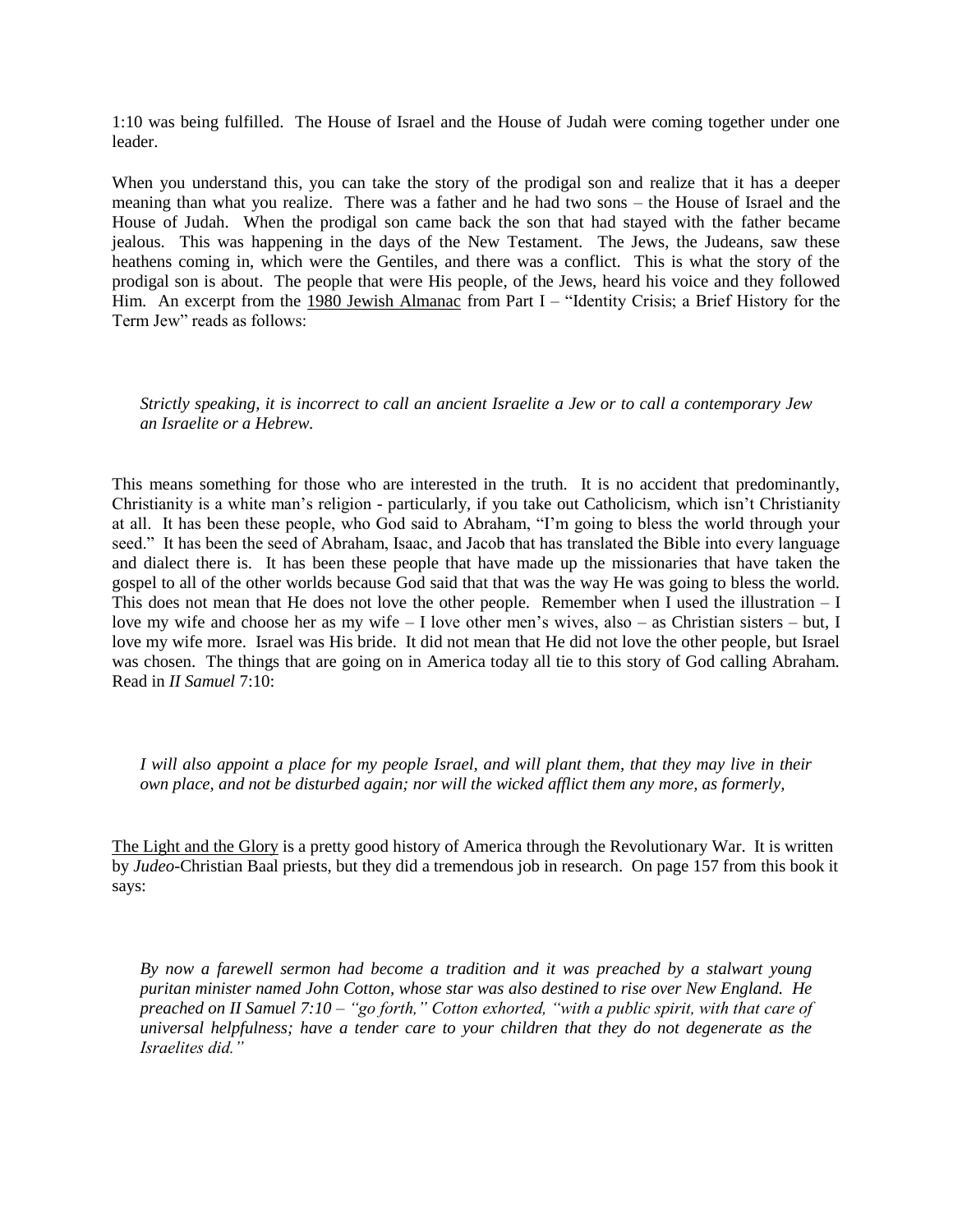1:10 was being fulfilled. The House of Israel and the House of Judah were coming together under one leader.

When you understand this, you can take the story of the prodigal son and realize that it has a deeper meaning than what you realize. There was a father and he had two sons – the House of Israel and the House of Judah. When the prodigal son came back the son that had stayed with the father became jealous. This was happening in the days of the New Testament. The Jews, the Judeans, saw these heathens coming in, which were the Gentiles, and there was a conflict. This is what the story of the prodigal son is about. The people that were His people, of the Jews, heard his voice and they followed Him. An excerpt from the 1980 Jewish Almanac from Part I – "Identity Crisis; a Brief History for the Term Jew" reads as follows:

> *Strictly speaking, it is incorrect to call an ancient Israelite a Jew or to call a contemporary Jew an Israelite or a Hebrew.*

This means something for those who are interested in the truth. It is no accident that predominantly, Christianity is a white man's religion - particularly, if you take out Catholicism, which isn't Christianity at all. It has been these people, who God said to Abraham, "I'm going to bless the world through your seed." It has been the seed of Abraham, Isaac, and Jacob that has translated the Bible into every language and dialect there is. It has been these people that have made up the missionaries that have taken the gospel to all of the other worlds because God said that that was the way He was going to bless the world. This does not mean that He does not love the other people. Remember when I used the illustration – I love my wife and choose her as my wife – I love other men's wives, also – as Christian sisters – but, I love my wife more. Israel was His bride. It did not mean that He did not love the other people, but Israel was chosen. The things that are going on in America today all tie to this story of God calling Abraham. Read in *II Samuel* 7:10:

> *I will also appoint a place for my people Israel, and will plant them, that they may live in their own place, and not be disturbed again; nor will the wicked afflict them any more, as formerly,*

The Light and the Glory is a pretty good history of America through the Revolutionary War. It is written by *Judeo*-Christian Baal priests, but they did a tremendous job in research. On page 157 from this book it says:

> *By now a farewell sermon had become a tradition and it was preached by a stalwart young puritan minister named John Cotton, whose star was also destined to rise over New England. He preached on II Samuel 7:10 – "go forth," Cotton exhorted, "with a public spirit, with that care of universal helpfulness; have a tender care to your children that they do not degenerate as the Israelites did."*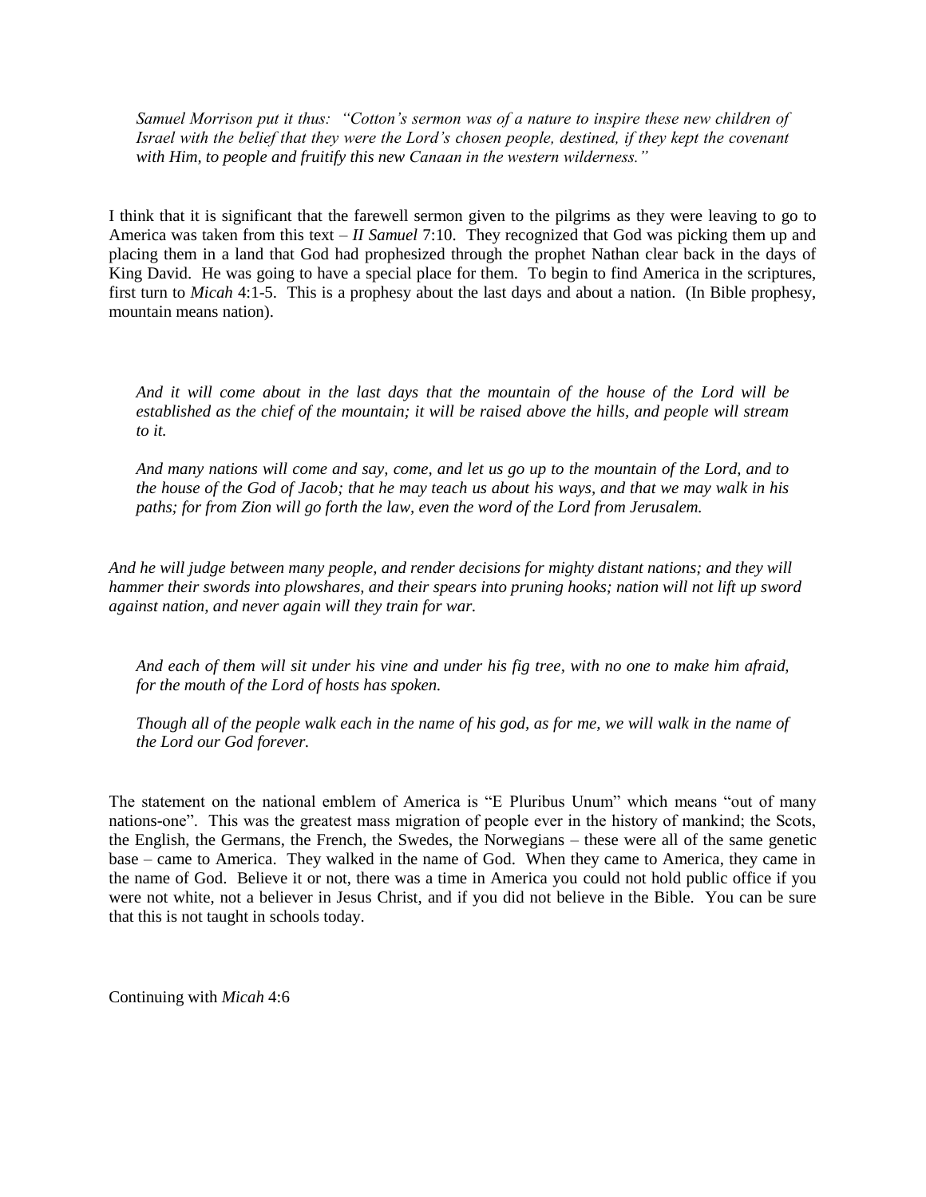> *Samuel Morrison put it thus: "Cotton's sermon was of a nature to inspire these new children of Israel with the belief that they were the Lord's chosen people, destined, if they kept the covenant with Him, to people and fruitify this new Canaan in the western wilderness."*

I think that it is significant that the farewell sermon given to the pilgrims as they were leaving to go to America was taken from this text – *II Samuel* 7:10. They recognized that God was picking them up and placing them in a land that God had prophesized through the prophet Nathan clear back in the days of King David. He was going to have a special place for them. To begin to find America in the scriptures, first turn to *Micah* 4:1-5. This is a prophesy about the last days and about a nation. (In Bible prophesy, mountain means nation).

> *And it will come about in the last days that the mountain of the house of the Lord will be established as the chief of the mountain; it will be raised above the hills, and people will stream to it.*
>
> *And many nations will come and say, come, and let us go up to the mountain of the Lord, and to the house of the God of Jacob; that he may teach us about his ways, and that we may walk in his paths; for from Zion will go forth the law, even the word of the Lord from Jerusalem.*
>
> *And he will judge between many people, and render decisions for mighty distant nations; and they will hammer their swords into plowshares, and their spears into pruning hooks; nation will not lift up sword against nation, and never again will they train for war.*
>
> *And each of them will sit under his vine and under his fig tree, with no one to make him afraid, for the mouth of the Lord of hosts has spoken.*
>
> *Though all of the people walk each in the name of his god, as for me, we will walk in the name of the Lord our God forever.*

The statement on the national emblem of America is "E Pluribus Unum" which means "out of many nations-one". This was the greatest mass migration of people ever in the history of mankind; the Scots, the English, the Germans, the French, the Swedes, the Norwegians – these were all of the same genetic base – came to America. They walked in the name of God. When they came to America, they came in the name of God. Believe it or not, there was a time in America you could not hold public office if you were not white, not a believer in Jesus Christ, and if you did not believe in the Bible. You can be sure that this is not taught in schools today.

Continuing with *Micah* 4:6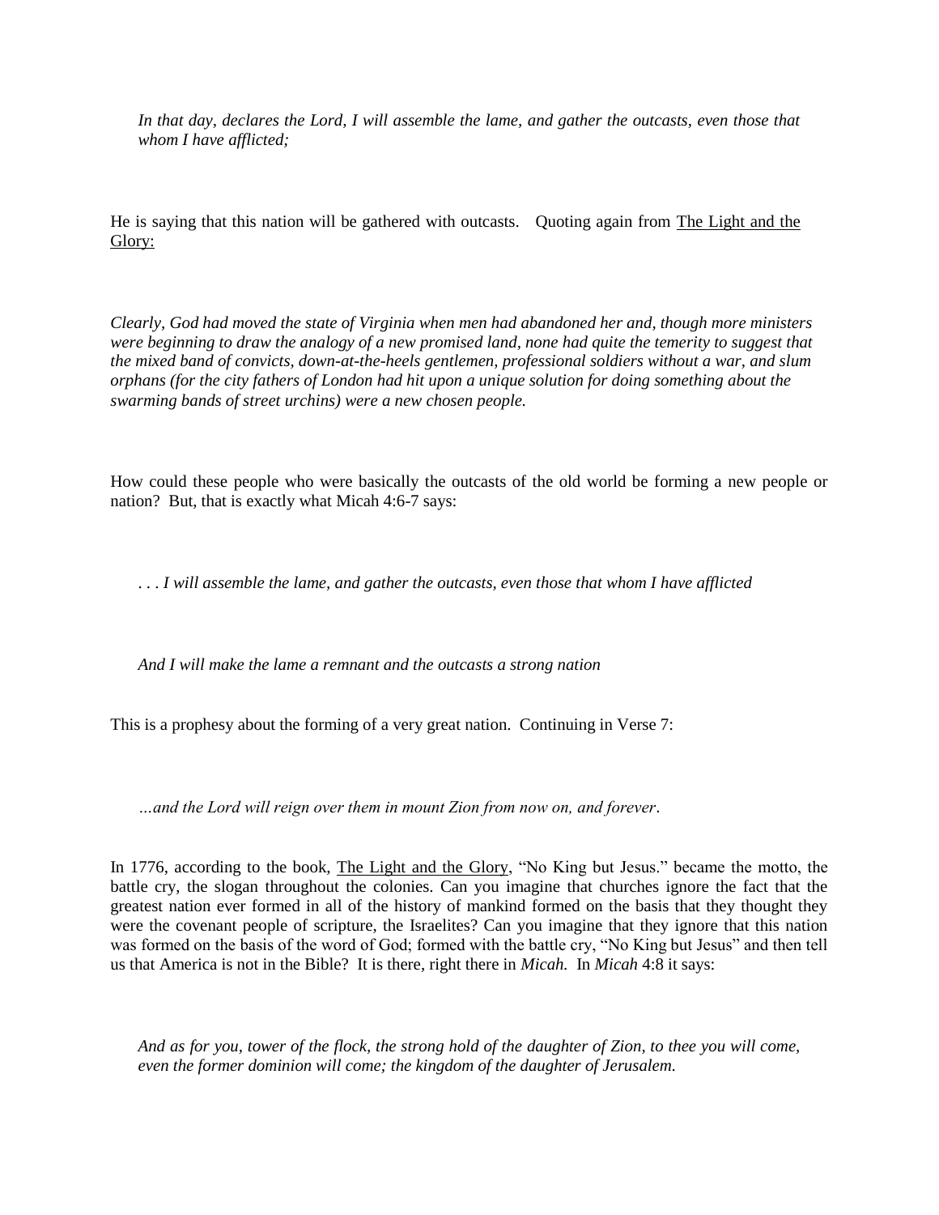*In that day, declares the Lord, I will assemble the lame, and gather the outcasts, even those that whom I have afflicted;*

He is saying that this nation will be gathered with outcasts. Quoting again from The Light and the Glory:

*Clearly, God had moved the state of Virginia when men had abandoned her and, though more ministers were beginning to draw the analogy of a new promised land, none had quite the temerity to suggest that the mixed band of convicts, down-at-the-heels gentlemen, professional soldiers without a war, and slum orphans (for the city fathers of London had hit upon a unique solution for doing something about the swarming bands of street urchins) were a new chosen people.*

How could these people who were basically the outcasts of the old world be forming a new people or nation? But, that is exactly what Micah 4:6-7 says:

*. . . I will assemble the lame, and gather the outcasts, even those that whom I have afflicted*

*And I will make the lame a remnant and the outcasts a strong nation*

This is a prophesy about the forming of a very great nation. Continuing in Verse 7:

*…and the Lord will reign over them in mount Zion from now on, and forever*.

In 1776, according to the book, The Light and the Glory, "No King but Jesus." became the motto, the battle cry, the slogan throughout the colonies. Can you imagine that churches ignore the fact that the greatest nation ever formed in all of the history of mankind formed on the basis that they thought they were the covenant people of scripture, the Israelites? Can you imagine that they ignore that this nation was formed on the basis of the word of God; formed with the battle cry, "No King but Jesus" and then tell us that America is not in the Bible? It is there, right there in *Micah.* In *Micah* 4:8 it says:

*And as for you, tower of the flock, the strong hold of the daughter of Zion, to thee you will come, even the former dominion will come; the kingdom of the daughter of Jerusalem.*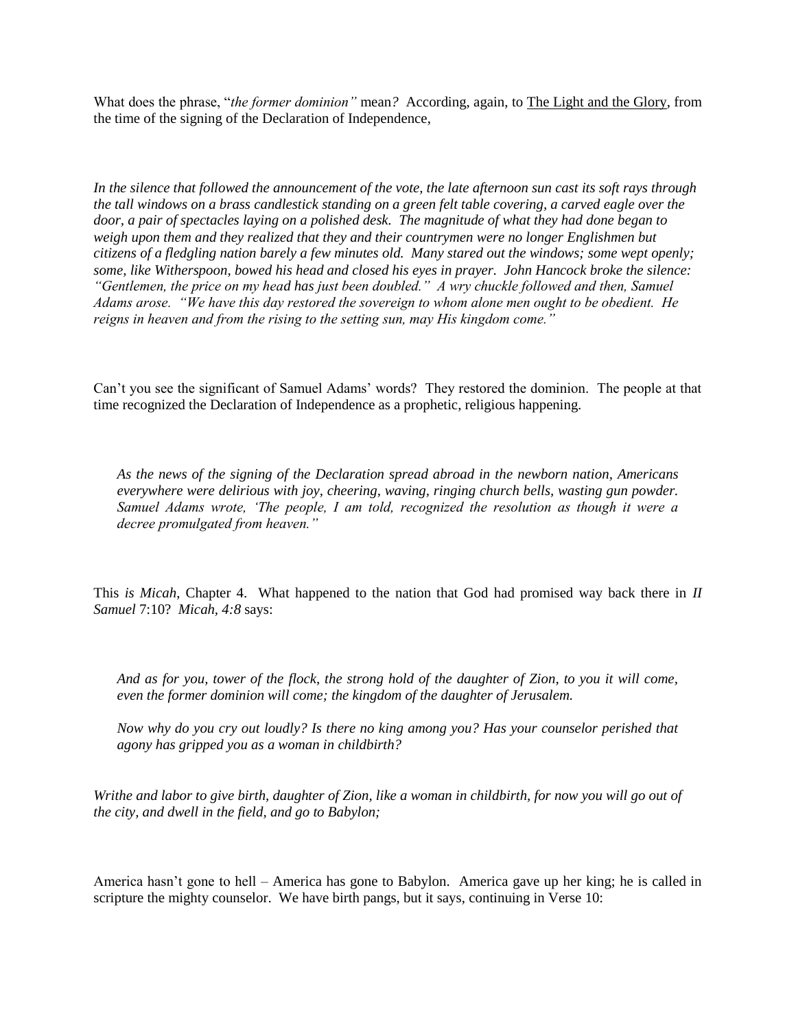What does the phrase, "*the former dominion"* mean? According, again, to The Light and the Glory, from the time of the signing of the Declaration of Independence,

*In the silence that followed the announcement of the vote, the late afternoon sun cast its soft rays through the tall windows on a brass candlestick standing on a green felt table covering, a carved eagle over the door, a pair of spectacles laying on a polished desk. The magnitude of what they had done began to weigh upon them and they realized that they and their countrymen were no longer Englishmen but citizens of a fledgling nation barely a few minutes old. Many stared out the windows; some wept openly; some, like Witherspoon, bowed his head and closed his eyes in prayer. John Hancock broke the silence: "Gentlemen, the price on my head has just been doubled." A wry chuckle followed and then, Samuel Adams arose. "We have this day restored the sovereign to whom alone men ought to be obedient. He reigns in heaven and from the rising to the setting sun, may His kingdom come."*

Can't you see the significant of Samuel Adams' words? They restored the dominion. The people at that time recognized the Declaration of Independence as a prophetic, religious happening.

> *As the news of the signing of the Declaration spread abroad in the newborn nation, Americans everywhere were delirious with joy, cheering, waving, ringing church bells, wasting gun powder. Samuel Adams wrote, 'The people, I am told, recognized the resolution as though it were a decree promulgated from heaven."*

This *is Micah*, Chapter 4. What happened to the nation that God had promised way back there in *II Samuel* 7:10? *Micah, 4:8* says:

> *And as for you, tower of the flock, the strong hold of the daughter of Zion, to you it will come, even the former dominion will come; the kingdom of the daughter of Jerusalem.*
>
> *Now why do you cry out loudly? Is there no king among you? Has your counselor perished that agony has gripped you as a woman in childbirth?*

*Writhe and labor to give birth, daughter of Zion, like a woman in childbirth, for now you will go out of the city, and dwell in the field, and go to Babylon;*

America hasn't gone to hell – America has gone to Babylon. America gave up her king; he is called in scripture the mighty counselor. We have birth pangs, but it says, continuing in Verse 10: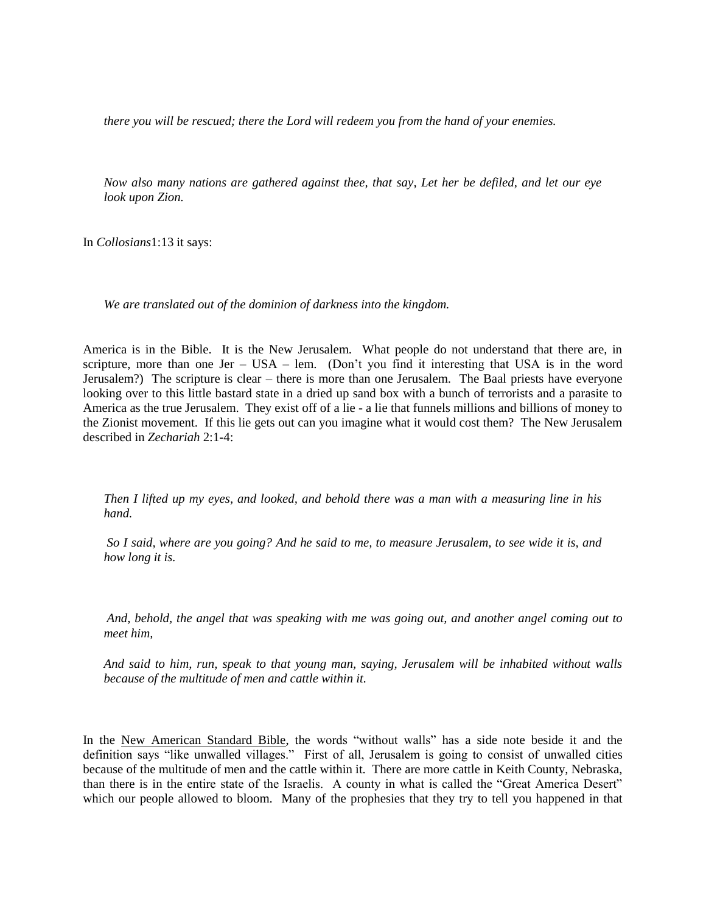*there you will be rescued; there the Lord will redeem you from the hand of your enemies.*

*Now also many nations are gathered against thee, that say, Let her be defiled, and let our eye look upon Zion.*

In *Collosians*1:13 it says:

*We are translated out of the dominion of darkness into the kingdom.*

America is in the Bible. It is the New Jerusalem. What people do not understand that there are, in scripture, more than one Jer – USA – lem. (Don't you find it interesting that USA is in the word Jerusalem?) The scripture is clear – there is more than one Jerusalem. The Baal priests have everyone looking over to this little bastard state in a dried up sand box with a bunch of terrorists and a parasite to America as the true Jerusalem. They exist off of a lie - a lie that funnels millions and billions of money to the Zionist movement. If this lie gets out can you imagine what it would cost them? The New Jerusalem described in *Zechariah* 2:1-4:

*Then I lifted up my eyes, and looked, and behold there was a man with a measuring line in his hand.*

*So I said, where are you going? And he said to me, to measure Jerusalem, to see wide it is, and how long it is.*

*And, behold, the angel that was speaking with me was going out, and another angel coming out to meet him,*

*And said to him, run, speak to that young man, saying, Jerusalem will be inhabited without walls because of the multitude of men and cattle within it.*

In the New American Standard Bible, the words "without walls" has a side note beside it and the definition says "like unwalled villages." First of all, Jerusalem is going to consist of unwalled cities because of the multitude of men and the cattle within it. There are more cattle in Keith County, Nebraska, than there is in the entire state of the Israelis. A county in what is called the "Great America Desert" which our people allowed to bloom. Many of the prophesies that they try to tell you happened in that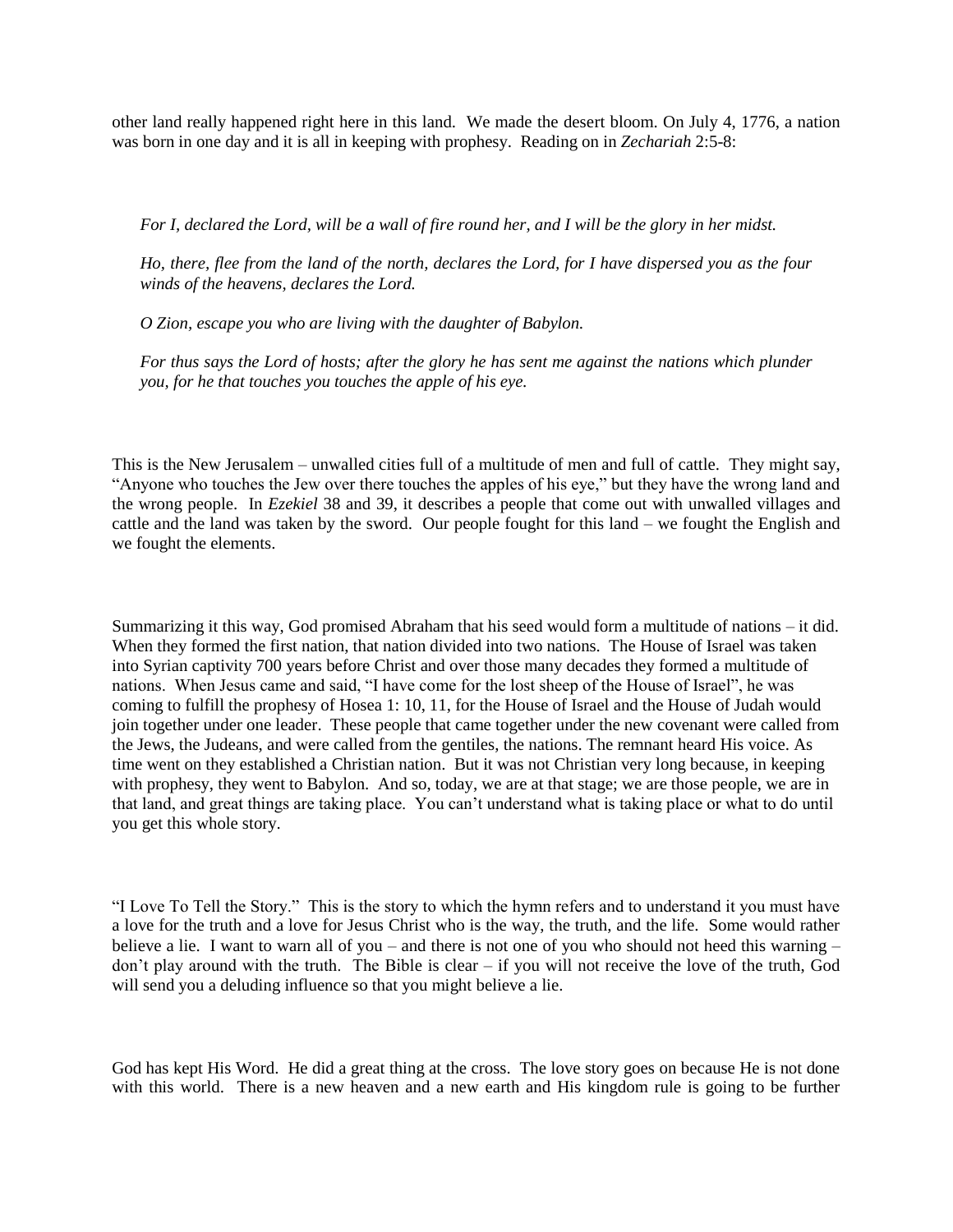other land really happened right here in this land. We made the desert bloom. On July 4, 1776, a nation was born in one day and it is all in keeping with prophesy. Reading on in *Zechariah* 2:5-8:

> *For I, declared the Lord, will be a wall of fire round her, and I will be the glory in her midst.*
>
> *Ho, there, flee from the land of the north, declares the Lord, for I have dispersed you as the four winds of the heavens, declares the Lord.*
>
> *O Zion, escape you who are living with the daughter of Babylon.*
>
> *For thus says the Lord of hosts; after the glory he has sent me against the nations which plunder you, for he that touches you touches the apple of his eye.*

This is the New Jerusalem – unwalled cities full of a multitude of men and full of cattle. They might say, "Anyone who touches the Jew over there touches the apples of his eye," but they have the wrong land and the wrong people. In *Ezekiel* 38 and 39, it describes a people that come out with unwalled villages and cattle and the land was taken by the sword. Our people fought for this land – we fought the English and we fought the elements.

Summarizing it this way, God promised Abraham that his seed would form a multitude of nations – it did. When they formed the first nation, that nation divided into two nations. The House of Israel was taken into Syrian captivity 700 years before Christ and over those many decades they formed a multitude of nations. When Jesus came and said, "I have come for the lost sheep of the House of Israel", he was coming to fulfill the prophesy of Hosea 1: 10, 11, for the House of Israel and the House of Judah would join together under one leader. These people that came together under the new covenant were called from the Jews, the Judeans, and were called from the gentiles, the nations. The remnant heard His voice. As time went on they established a Christian nation. But it was not Christian very long because, in keeping with prophesy, they went to Babylon. And so, today, we are at that stage; we are those people, we are in that land, and great things are taking place. You can't understand what is taking place or what to do until you get this whole story.

"I Love To Tell the Story." This is the story to which the hymn refers and to understand it you must have a love for the truth and a love for Jesus Christ who is the way, the truth, and the life. Some would rather believe a lie. I want to warn all of you – and there is not one of you who should not heed this warning – don't play around with the truth. The Bible is clear – if you will not receive the love of the truth, God will send you a deluding influence so that you might believe a lie.

God has kept His Word. He did a great thing at the cross. The love story goes on because He is not done with this world. There is a new heaven and a new earth and His kingdom rule is going to be further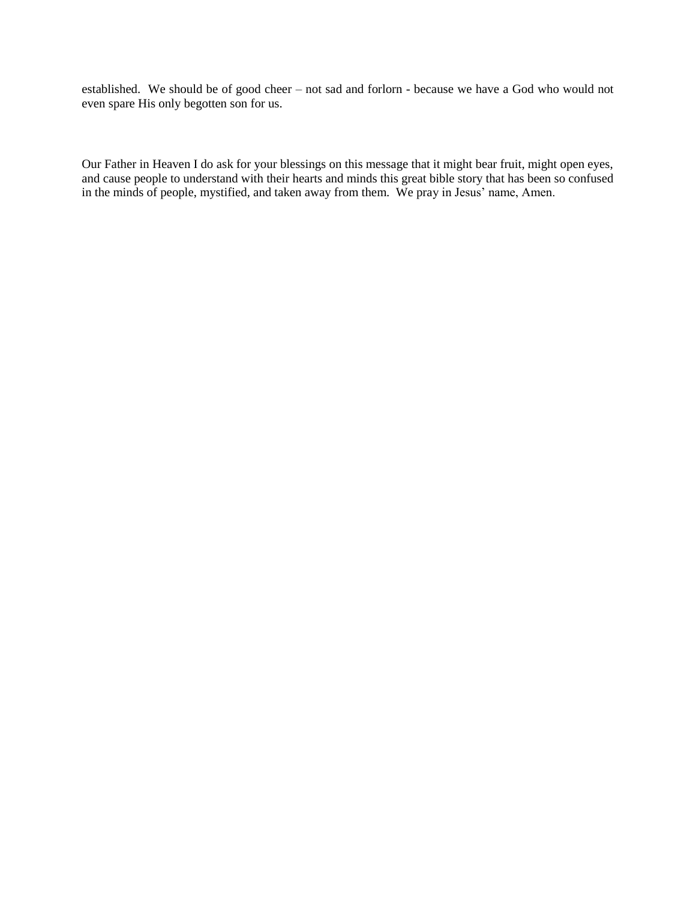established. We should be of good cheer – not sad and forlorn - because we have a God who would not even spare His only begotten son for us.

Our Father in Heaven I do ask for your blessings on this message that it might bear fruit, might open eyes, and cause people to understand with their hearts and minds this great bible story that has been so confused in the minds of people, mystified, and taken away from them. We pray in Jesus' name, Amen.